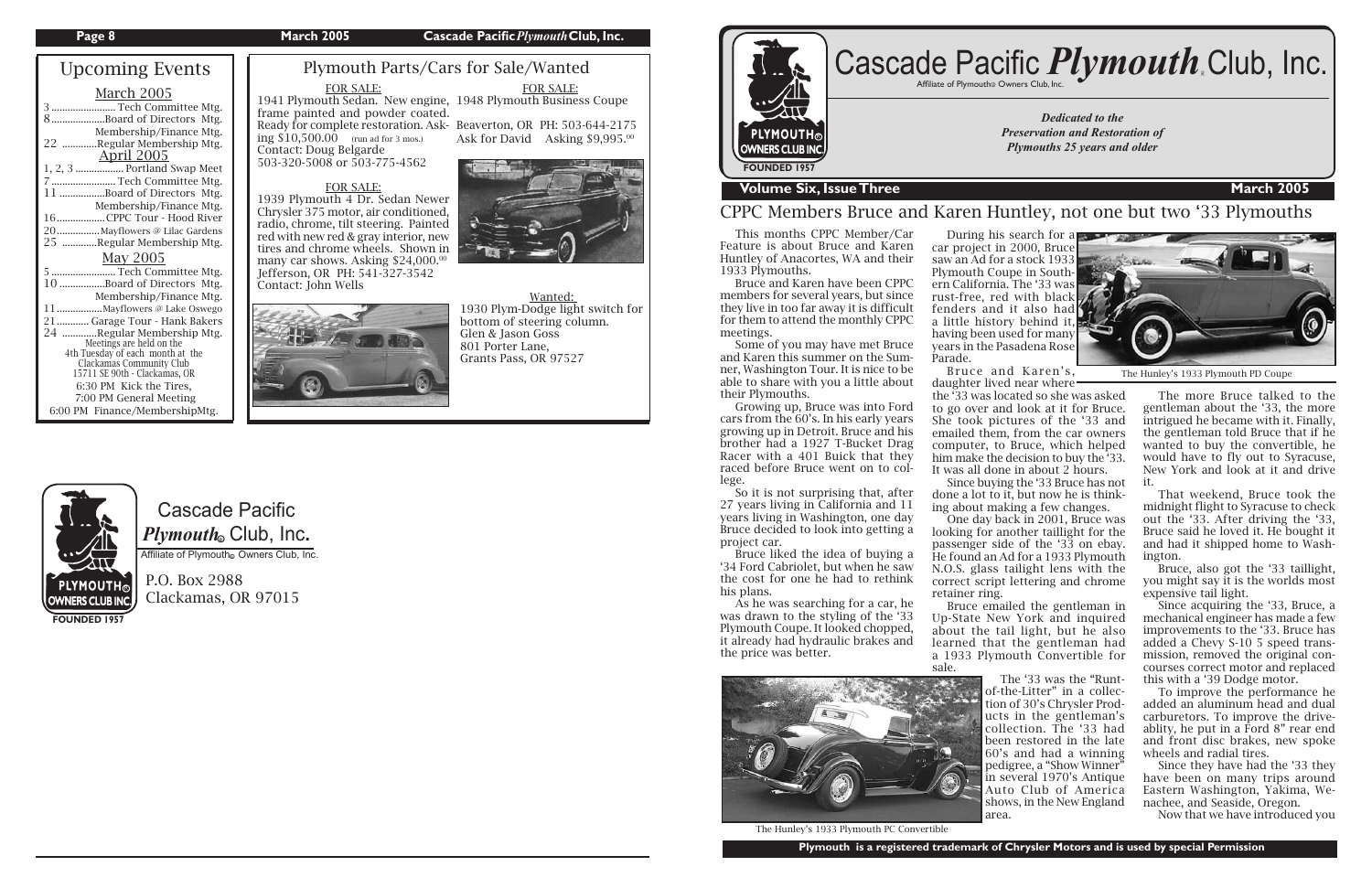## Upcoming Events

### March 2005

3 ........................ Tech Committee Mtg.
8 .................... Board of Directors Mtg.
Membership/Finance Mtg.
22 .............Regular Membership Mtg.

### April 2005

1, 2, 3 .................. Portland Swap Meet
7 ........................ Tech Committee Mtg.
11 ................Board of Directors Mtg.
Membership/Finance Mtg.
16 .................. CPPC Tour - Hood River
20 ................Mayflowers @ Lilac Gardens
25 .............Regular Membership Mtg.

### May 2005

5 ........................ Tech Committee Mtg.
10 ................Board of Directors Mtg.
Membership/Finance Mtg.
11 .................Mayflowers @ Lake Oswego
21 ............ Garage Tour - Hank Bakers
24 .............Regular Membership Mtg.

Meetings are held on the 4th Tuesday of each month at the Clackamas Community Club 15711 SE 90th - Clackamas, OR
6:30 PM Kick the Tires,
7:00 PM General Meeting
6:00 PM Finance/MembershipMtg.

## Plymouth Parts/Cars for Sale/Wanted

FOR SALE:
1941 Plymouth Sedan. New engine, frame painted and powder coated. Ready for complete restoration. Asking $10,500.00 (run ad for 3 mos.)
Contact: Doug Belgarde
503-320-5008 or 503-775-4562

FOR SALE:
1948 Plymouth Business Coupe
Beaverton, OR PH: 503-644-2175
Ask for David Asking $9,995.00

FOR SALE:
1939 Plymouth 4 Dr. Sedan Newer Chrysler 375 motor, air conditioned, radio, chrome, tilt steering. Painted red with new red & gray interior, new tires and chrome wheels. Shown in many car shows. Asking $24,000.00
Jefferson, OR PH: 541-327-3542
Contact: John Wells

Wanted:
1930 Plym-Dodge light switch for bottom of steering column.
Glen & Jason Goss
801 Porter Lane,
Grants Pass, OR 97527

Cascade Pacific *Plymouth*® Club, Inc.
Affiliate of Plymouth® Owners Club, Inc.
P.O. Box 2988
Clackamas, OR 97015

# Cascade Pacific *Plymouth*® Club, Inc.

Affiliate of Plymouth® Owners Club, Inc.

FOUNDED 1957

*Dedicated to the Preservation and Restoration of Plymouths 25 years and older*

**Volume Six, Issue Three** — **March 2005**

## CPPC Members Bruce and Karen Huntley, not one but two '33 Plymouths

This months CPPC Member/Car Feature is about Bruce and Karen Huntley of Anacortes, WA and their 1933 Plymouths.

Bruce and Karen have been CPPC members for several years, but since they live in too far away it is difficult for them to attend the monthly CPPC meetings.

Some of you may have met Bruce and Karen this summer on the Sumner, Washington Tour. It is nice to be able to share with you a little about their Plymouths.

Growing up, Bruce was into Ford cars from the 60's. In his early years growing up in Detroit. Bruce and his brother had a 1927 T-Bucket Drag Racer with a 401 Buick that they raced before Bruce went on to college.

So it is not surprising that, after 27 years living in California and 11 years living in Washington, one day Bruce decided to look into getting a project car.

Bruce liked the idea of buying a '34 Ford Cabriolet, but when he saw the cost for one he had to rethink his plans.

As he was searching for a car, he was drawn to the styling of the '33 Plymouth Coupe. It looked chopped, it already had hydraulic brakes and the price was better.

During his search for a car project in 2000, Bruce saw an Ad for a stock 1933 Plymouth Coupe in Southern California. The '33 was rust-free, red with black fenders and it also had a little history behind it, having been used for many years in the Pasadena Rose Parade.

Bruce and Karen's, daughter lived near where the '33 was located so she was asked to go over and look at it for Bruce. She took pictures of the '33 and emailed them, from the car owners computer, to Bruce, which helped him make the decision to buy the '33. It was all done in about 2 hours.

Since buying the '33 Bruce has not done a lot to it, but now he is thinking about making a few changes.

One day back in 2001, Bruce was looking for another taillight for the passenger side of the '33 on ebay. He found an Ad for a 1933 Plymouth N.O.S. glass tailight lens with the correct script lettering and chrome retainer ring.

Bruce emailed the gentleman in Up-State New York and inquired about the tail light, but he also learned that the gentleman had a 1933 Plymouth Convertible for sale.

The '33 was the "Runt-of-the-Litter" in a collection of 30's Chrysler Products in the gentleman's collection. The '33 had been restored in the late 60's and had a winning pedigree, a "Show Winner" in several 1970's Antique Auto Club of America shows, in the New England area.

The Hunley's 1933 Plymouth PC Convertible

The Hunley's 1933 Plymouth PD Coupe

The more Bruce talked to the gentleman about the '33, the more intrigued he became with it. Finally, the gentleman told Bruce that if he wanted to buy the convertible, he would have to fly out to Syracuse, New York and look at it and drive it.

That weekend, Bruce took the midnight flight to Syracuse to check out the '33. After driving the '33, Bruce said he loved it. He bought it and had it shipped home to Washington.

Bruce, also got the '33 taillight, you might say it is the worlds most expensive tail light.

Since acquiring the '33, Bruce, a mechanical engineer has made a few improvements to the '33. Bruce has added a Chevy S-10 5 speed transmission, removed the original concourses correct motor and replaced this with a '39 Dodge motor.

To improve the performance he added an aluminum head and dual carburetors. To improve the driveablity, he put in a Ford 8" rear end and front disc brakes, new spoke wheels and radial tires.

Since they have had the '33 they have been on many trips around Eastern Washington, Yakima, Wenachee, and Seaside, Oregon.

Now that we have introduced you

**Plymouth is a registered trademark of Chrysler Motors and is used by special Permission**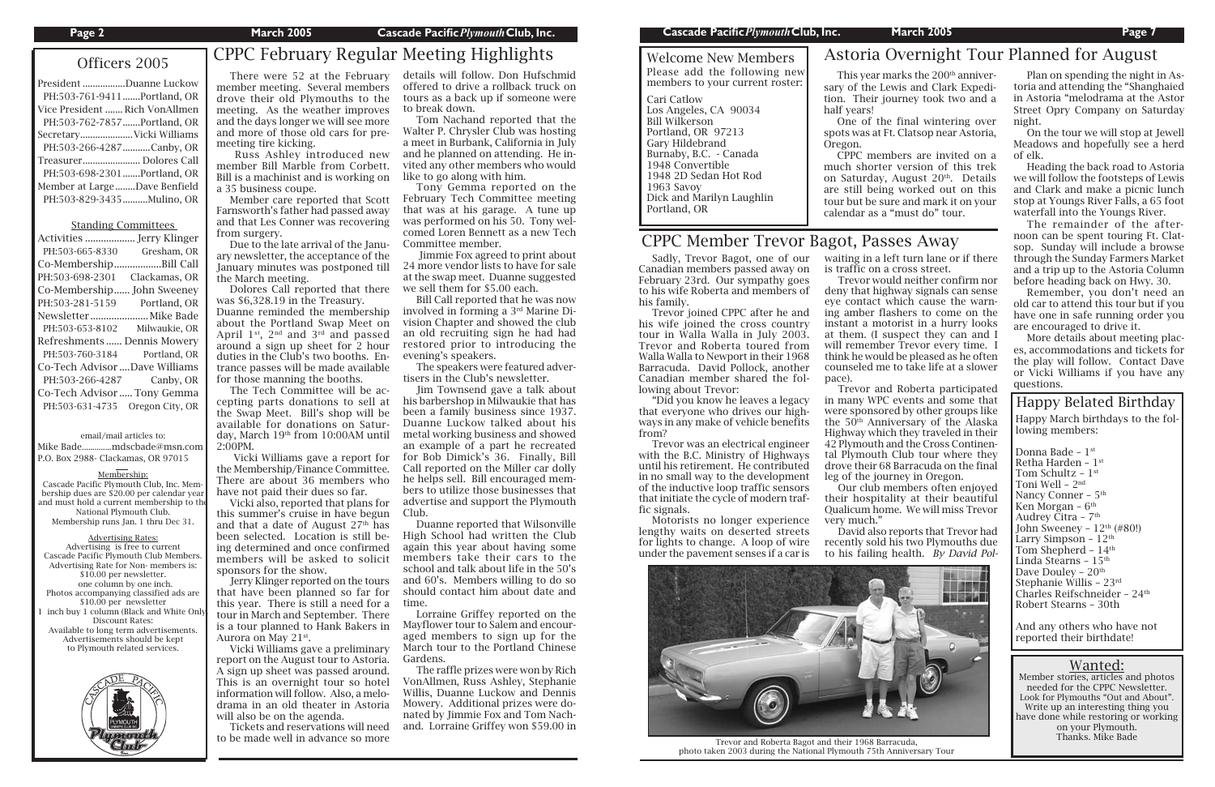## Officers 2005

President .................Duanne Luckow
PH:503-761-9411.......Portland, OR
Vice President ....... Rich VonAllmen
PH:503-762-7857.......Portland, OR
Secretary.....................Vicki Williams
PH:503-266-4287...........Canby, OR
Treasurer...................... Dolores Call
PH:503-698-2301.......Portland, OR
Member at Large........Dave Benfield
PH:503-829-3435..........Mulino, OR

### Standing Committees

Activities ................... Jerry Klinger
PH:503-665-8330 Gresham, OR
Co-Membership..................Bill Call
PH:503-698-2301 Clackamas, OR
Co-Membership...... John Sweeney
PH:503-281-5159 Portland, OR
Newsletter ...................... Mike Bade
PH:503-653-8102 Milwaukie, OR
Refreshments ...... Dennis Mowery
PH:503-760-3184 Portland, OR
Co-Tech Advisor ....Dave Williams
PH:503-266-4287 Canby, OR
Co-Tech Advisor ..... Tony Gemma
PH:503-631-4735 Oregon City, OR

email/mail articles to:
Mike Bade.............mdscbade@msn.com
P.O. Box 2988- Clackamas, OR 97015

Membership:
Cascade Pacific Plymouth Club, Inc. Membership dues are $20.00 per calendar year and must hold a current membership to the National Plymouth Club.
Membership runs Jan. 1 thru Dec 31.

Advertising Rates:
Advertising is free to current Cascade Pacific Plymouth Club Members.
Advertising Rate for Non- members is: $10.00 per newsletter.
one column by one inch.
Photos accompanying classified ads are $10.00 per newsletter
1 inch buy 1 column (Black and White Only)
Discount Rates:
Available to long term advertisements.
Advertisements should be kept to Plymouth related services.

# CPPC February Regular Meeting Highlights

There were 52 at the February member meeting. Several members drove their old Plymouths to the meeting. As the weather improves and the days longer we will see more and more of those old cars for pre-meeting tire kicking.

Russ Ashley introduced new member Bill Marble from Corbett. Bill is a machinist and is working on a 35 business coupe.

Member care reported that Scott Farnsworth's father had passed away and that Les Conner was recovering from surgery.

Due to the late arrival of the January newsletter, the acceptance of the January minutes was postponed till the March meeting.

Dolores Call reported that there was $6,328.19 in the Treasury.

Duanne reminded the membership about the Portland Swap Meet on April 1st, 2nd and 3rd and passed around a sign up sheet for 2 hour duties in the Club's two booths. Entrance passes will be made available for those manning the booths.

The Tech Committee will be accepting parts donations to sell at the Swap Meet. Bill's shop will be available for donations on Saturday, March 19th from 10:00AM until 2:00PM.

Vicki Williams gave a report for the Membership/Finance Committee. There are about 36 members who have not paid their dues so far.

Vicki also, reported that plans for this summer's cruise in have begun and that a date of August 27th has been selected. Location is still being determined and once confirmed members will be asked to solicit sponsors for the show.

Jerry Klinger reported on the tours that have been planned so far for this year. There is still a need for a tour in March and September. There is a tour planned to Hank Bakers in Aurora on May 21st.

Vicki Williams gave a preliminary report on the August tour to Astoria. A sign up sheet was passed around. This is an overnight tour so hotel information will follow. Also, a melodrama in an old theater in Astoria will also be on the agenda.

Tickets and reservations will need to be made well in advance so more details will follow. Don Hufschmid offered to drive a rollback truck on tours as a back up if someone were to break down.

Tom Nachand reported that the Walter P. Chrysler Club was hosting a meet in Burbank, California in July and he planned on attending. He invited any other members who would like to go along with him.

Tony Gemma reported on the February Tech Committee meeting that was at his garage. A tune up was performed on his 50. Tony welcomed Loren Bennett as a new Tech Committee member.

Jimmie Fox agreed to print about 24 more vendor lists to have for sale at the swap meet. Duanne suggested we sell them for $5.00 each.

Bill Call reported that he was now involved in forming a 3rd Marine Division Chapter and showed the club an old recruiting sign he had had restored prior to introducing the evening's speakers.

The speakers were featured advertisers in the Club's newsletter.

Jim Townsend gave a talk about his barbershop in Milwaukie that has been a family business since 1937. Duanne Luckow talked about his metal working business and showed an example of a part he recreated for Bob Dimick's 36. Finally, Bill Call reported on the Miller car dolly he helps sell. Bill encouraged members to utilize those businesses that advertise and support the Plymouth Club.

Duanne reported that Wilsonville High School had written the Club again this year about having some members take their cars to the school and talk about life in the 50's and 60's. Members willing to do so should contact him about date and time.

Lorraine Griffey reported on the Mayflower tour to Salem and encouraged members to sign up for the March tour to the Portland Chinese Gardens.

The raffle prizes were won by Rich VonAllmen, Russ Ashley, Stephanie Willis, Duanne Luckow and Dennis Mowery. Additional prizes were donated by Jimmie Fox and Tom Nachand. Lorraine Griffey won $59.00 in

## Welcome New Members

Please add the following new members to your current roster:

Cari Catlow
Los Angeles, CA 90034
Bill Wilkerson
Portland, OR 97213
Gary Hildebrand
Burnaby, B.C. - Canada
1948 Convertible
1948 2D Sedan Hot Rod
1963 Savoy
Dick and Marilyn Laughlin
Portland, OR

# Astoria Overnight Tour Planned for August

This year marks the 200th anniversary of the Lewis and Clark Expedition. Their journey took two and a half years!

One of the final wintering over spots was at Ft. Clatsop near Astoria, Oregon.

CPPC members are invited on a much shorter version of this trek on Saturday, August 20th. Details are still being worked out on this tour but be sure and mark it on your calendar as a "must do" tour.

Plan on spending the night in Astoria and attending the "Shanghaied in Astoria "melodrama at the Astor Street Opry Company on Saturday night.

On the tour we will stop at Jewell Meadows and hopefully see a herd of elk.

Heading the back road to Astoria we will follow the footsteps of Lewis and Clark and make a picnic lunch stop at Youngs River Falls, a 65 foot waterfall into the Youngs River.

The remainder of the afternoon can be spent touring Ft. Clatsop. Sunday will include a browse through the Sunday Farmers Market and a trip up to the Astoria Column before heading back on Hwy. 30.

Remember, you don't need an old car to attend this tour but if you have one in safe running order you are encouraged to drive it.

More details about meeting places, accommodations and tickets for the play will follow. Contact Dave or Vicki Williams if you have any questions.

# CPPC Member Trevor Bagot, Passes Away

Sadly, Trevor Bagot, one of our Canadian members passed away on February 23rd. Our sympathy goes to his wife Roberta and members of his family.

Trevor joined CPPC after he and his wife joined the cross country tour in Walla Walla in July 2003. Trevor and Roberta toured from Walla Walla to Newport in their 1968 Barracuda. David Pollock, another Canadian member shared the following about Trevor:

"Did you know he leaves a legacy that everyone who drives our highways in any make of vehicle benefits from?

Trevor was an electrical engineer with the B.C. Ministry of Highways until his retirement. He contributed in no small way to the development of the inductive loop traffic sensors that initiate the cycle of modern traffic signals.

Motorists no longer experience lengthy waits on deserted streets for lights to change. A loop of wire under the pavement senses if a car is waiting in a left turn lane or if there is traffic on a cross street.

Trevor would neither confirm nor deny that highway signals can sense eye contact which cause the warning amber flashers to come on the instant a motorist in a hurry looks at them. (I suspect they can and I will remember Trevor every time. I think he would be pleased as he often counseled me to take life at a slower pace).

Trevor and Roberta participated in many WPC events and some that were sponsored by other groups like the 50th Anniversary of the Alaska Highway which they traveled in their 42 Plymouth and the Cross Continental Plymouth Club tour where they drove their 68 Barracuda on the final leg of the journey in Oregon.

Our club members often enjoyed their hospitality at their beautiful Qualicum home. We will miss Trevor very much."

David also reports that Trevor had recently sold his two Plymouths due to his failing health. *By David Pol-*

Trevor and Roberta Bagot and their 1968 Barracuda, photo taken 2003 during the National Plymouth 75th Anniversary Tour

## Happy Belated Birthday

Happy March birthdays to the following members:

Donna Bade – 1st
Retha Harden – 1st
Tom Schultz – 1st
Toni Well – 2nd
Nancy Conner – 5th
Ken Morgan – 6th
Audrey Citra – 7th
John Sweeney – 12th (#80!)
Larry Simpson – 12th
Tom Shepherd – 14th
Linda Stearns – 15th
Dave Douley – 20th
Stephanie Willis – 23rd
Charles Reifschneider – 24th
Robert Stearns – 30th

And any others who have not reported their birthdate!

## Wanted:

Member stories, articles and photos needed for the CPPC Newsletter. Look for Plymouths "Out and About". Write up an interesting thing you have done while restoring or working on your Plymouth.
Thanks. Mike Bade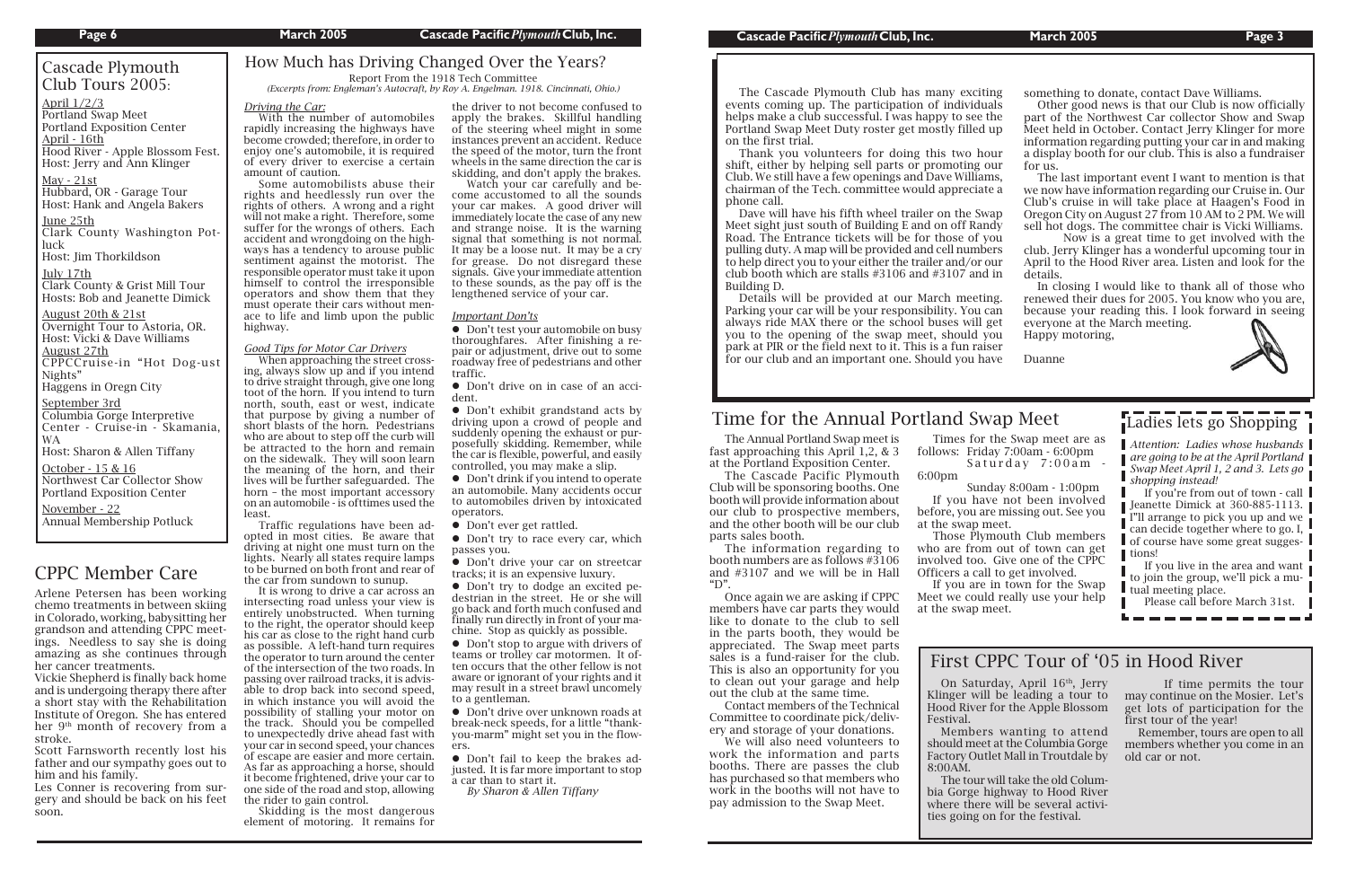## Cascade Plymouth Club Tours 2005:

April 1/2/3
Portland Swap Meet
Portland Exposition Center

April - 16th
Hood River - Apple Blossom Fest.
Host: Jerry and Ann Klinger

May - 21st
Hubbard, OR - Garage Tour
Host: Hank and Angela Bakers

June 25th
Clark County Washington Potluck
Host: Jim Thorkildson

July 17th
Clark County & Grist Mill Tour
Hosts: Bob and Jeanette Dimick

August 20th & 21st
Overnight Tour to Astoria, OR.
Host: Vicki & Dave Williams

August 27th
CPPCCruise-in "Hot Dog-ust Nights"
Haggens in Oregn City

September 3rd
Columbia Gorge Interpretive Center - Cruise-in - Skamania, WA
Host: Sharon & Allen Tiffany

October - 15 & 16
Northwest Car Collector Show
Portland Exposition Center

November - 22
Annual Membership Potluck

## CPPC Member Care

Arlene Petersen has been working chemo treatments in between skiing in Colorado, working, babysitting her grandson and attending CPPC meetings. Needless to say she is doing amazing as she continues through her cancer treatments.

Vickie Shepherd is finally back home and is undergoing therapy there after a short stay with the Rehabilitation Institute of Oregon. She has entered her 9th month of recovery from a stroke.

Scott Farnsworth recently lost his father and our sympathy goes out to him and his family.

Les Conner is recovering from surgery and should be back on his feet soon.

## How Much has Driving Changed Over the Years?

Report From the 1918 Tech Committee
*(Excerpts from: Engleman's Autocraft, by Roy A. Engelman. 1918. Cincinnati, Ohio.)*

*Driving the Car:*

With the number of automobiles rapidly increasing the highways have become crowded; therefore, in order to enjoy one's automobile, it is required of every driver to exercise a certain amount of caution.

Some automobilists abuse their rights and heedlessly run over the rights of others. A wrong and a right will not make a right. Therefore, some suffer for the wrongs of others. Each accident and wrongdoing on the highways has a tendency to arouse public sentiment against the motorist. The responsible operator must take it upon himself to control the irresponsible operators and show them that they must operate their cars without menace to life and limb upon the public highway.

*Good Tips for Motor Car Drivers*

When approaching the street crossing, always slow up and if you intend to drive straight through, give one long toot of the horn. If you intend to turn north, south, east or west, indicate that purpose by giving a number of short blasts of the horn. Pedestrians who are about to step off the curb will be attracted to the horn and remain on the sidewalk. They will soon learn the meaning of the horn, and their lives will be further safeguarded. The horn – the most important accessory on an automobile - is ofttimes used the least.

Traffic regulations have been adopted in most cities. Be aware that driving at night one must turn on the lights. Nearly all states require lamps to be burned on both front and rear of the car from sundown to sunup.

It is wrong to drive a car across an intersecting road unless your view is entirely unobstructed. When turning to the right, the operator should keep his car as close to the right hand curb as possible. A left-hand turn requires the operator to turn around the center of the intersection of the two roads. In passing over railroad tracks, it is advisable to drop back into second speed, in which instance you will avoid the possibility of stalling your motor on the track. Should you be compelled to unexpectedly drive ahead fast with your car in second speed, your chances of escape are easier and more certain. As far as approaching a horse, should it become frightened, drive your car to one side of the road and stop, allowing the rider to gain control.

Skidding is the most dangerous element of motoring. It remains for the driver to not become confused to apply the brakes. Skillful handling of the steering wheel might in some instances prevent an accident. Reduce the speed of the motor, turn the front wheels in the same direction the car is skidding, and don't apply the brakes.

Watch your car carefully and become accustomed to all the sounds your car makes. A good driver will immediately locate the case of any new and strange noise. It is the warning signal that something is not normal. It may be a loose nut. It may be a cry for grease. Do not disregard these signals. Give your immediate attention to these sounds, as the pay off is the lengthened service of your car.

*Important Don'ts*

- Don't test your automobile on busy thoroughfares. After finishing a repair or adjustment, drive out to some roadway free of pedestrians and other traffic.
- Don't drive on in case of an accident.
- Don't exhibit grandstand acts by driving upon a crowd of people and suddenly opening the exhaust or purposefully skidding. Remember, while the car is flexible, powerful, and easily controlled, you may make a slip.
- Don't drink if you intend to operate an automobile. Many accidents occur to automobiles driven by intoxicated operators.
- Don't ever get rattled.
- Don't try to race every car, which passes you.
- Don't drive your car on streetcar tracks; it is an expensive luxury.
- Don't try to dodge an excited pedestrian in the street. He or she will go back and forth much confused and finally run directly in front of your machine. Stop as quickly as possible.
- Don't stop to argue with drivers of teams or trolley car motormen. It often occurs that the other fellow is not aware or ignorant of your rights and it may result in a street brawl uncomely to a gentleman.
- Don't drive over unknown roads at break-neck speeds, for a little "thank-you-marm" might set you in the flowers.
- Don't fail to keep the brakes adjusted. It is far more important to stop a car than to start it.

*By Sharon & Allen Tiffany*

---

The Cascade Plymouth Club has many exciting events coming up. The participation of individuals helps make a club successful. I was happy to see the Portland Swap Meet Duty roster get mostly filled up on the first trial.

Thank you volunteers for doing this two hour shift, either by helping sell parts or promoting our Club. We still have a few openings and Dave Williams, chairman of the Tech. committee would appreciate a phone call.

Dave will have his fifth wheel trailer on the Swap Meet sight just south of Building E and on off Randy Road. The Entrance tickets will be for those of you pulling duty. A map will be provided and cell numbers to help direct you to your either the trailer and/or our club booth which are stalls #3106 and #3107 and in Building D.

Details will be provided at our March meeting. Parking your car will be your responsibility. You can always ride MAX there or the school buses will get you to the opening of the swap meet, should you park at PIR or the field next to it. This is a fun raiser for our club and an important one. Should you have something to donate, contact Dave Williams.

Other good news is that our Club is now officially part of the Northwest Car collector Show and Swap Meet held in October. Contact Jerry Klinger for more information regarding putting your car in and making a display booth for our club. This is also a fundraiser for us.

The last important event I want to mention is that we now have information regarding our Cruise in. Our Club's cruise in will take place at Haagen's Food in Oregon City on August 27 from 10 AM to 2 PM. We will sell hot dogs. The committee chair is Vicki Williams.

Now is a great time to get involved with the club. Jerry Klinger has a wonderful upcoming tour in April to the Hood River area. Listen and look for the details.

In closing I would like to thank all of those who renewed their dues for 2005. You know who you are, because your reading this. I look forward in seeing everyone at the March meeting.

Happy motoring,

Duanne

## Time for the Annual Portland Swap Meet

The Annual Portland Swap meet is fast approaching this April 1,2, & 3 at the Portland Exposition Center.

The Cascade Pacific Plymouth Club will be sponsoring booths. One booth will provide information about our club to prospective members, and the other booth will be our club parts sales booth.

The information regarding to booth numbers are as follows #3106 and #3107 and we will be in Hall "D".

Once again we are asking if CPPC members have car parts they would like to donate to the club to sell in the parts booth, they would be appreciated. The Swap meet parts sales is a fund-raiser for the club. This is also an opportunity for you to clean out your garage and help out the club at the same time.

Contact members of the Technical Committee to coordinate pick/delivery and storage of your donations.

We will also need volunteers to work the information and parts booths. There are passes the club has purchased so that members who work in the booths will not have to pay admission to the Swap Meet.

Times for the Swap meet are as follows: Friday 7:00am - 6:00pm
Saturday 7:00am - 6:00pm
Sunday 8:00am - 1:00pm

If you have not been involved before, you are missing out. See you at the swap meet.

Those Plymouth Club members who are from out of town can get involved too. Give one of the CPPC Officers a call to get involved.

If you are in town for the Swap Meet we could really use your help at the swap meet.

## Ladies lets go Shopping

*Attention: Ladies whose husbands are going to be at the April Portland Swap Meet April 1, 2 and 3. Lets go shopping instead!*

If you're from out of town - call Jeanette Dimick at 360-885-1113. I"ll arrange to pick you up and we can decide together where to go. I, of course have some great suggestions!

If you live in the area and want to join the group, we'll pick a mutual meeting place.

Please call before March 31st.

## First CPPC Tour of '05 in Hood River

On Saturday, April 16th, Jerry Klinger will be leading a tour to Hood River for the Apple Blossom Festival.

Members wanting to attend should meet at the Columbia Gorge Factory Outlet Mall in Troutdale by 8:00AM.

The tour will take the old Columbia Gorge highway to Hood River where there will be several activities going on for the festival.

If time permits the tour may continue on the Mosier. Let's get lots of participation for the first tour of the year!

Remember, tours are open to all members whether you come in an old car or not.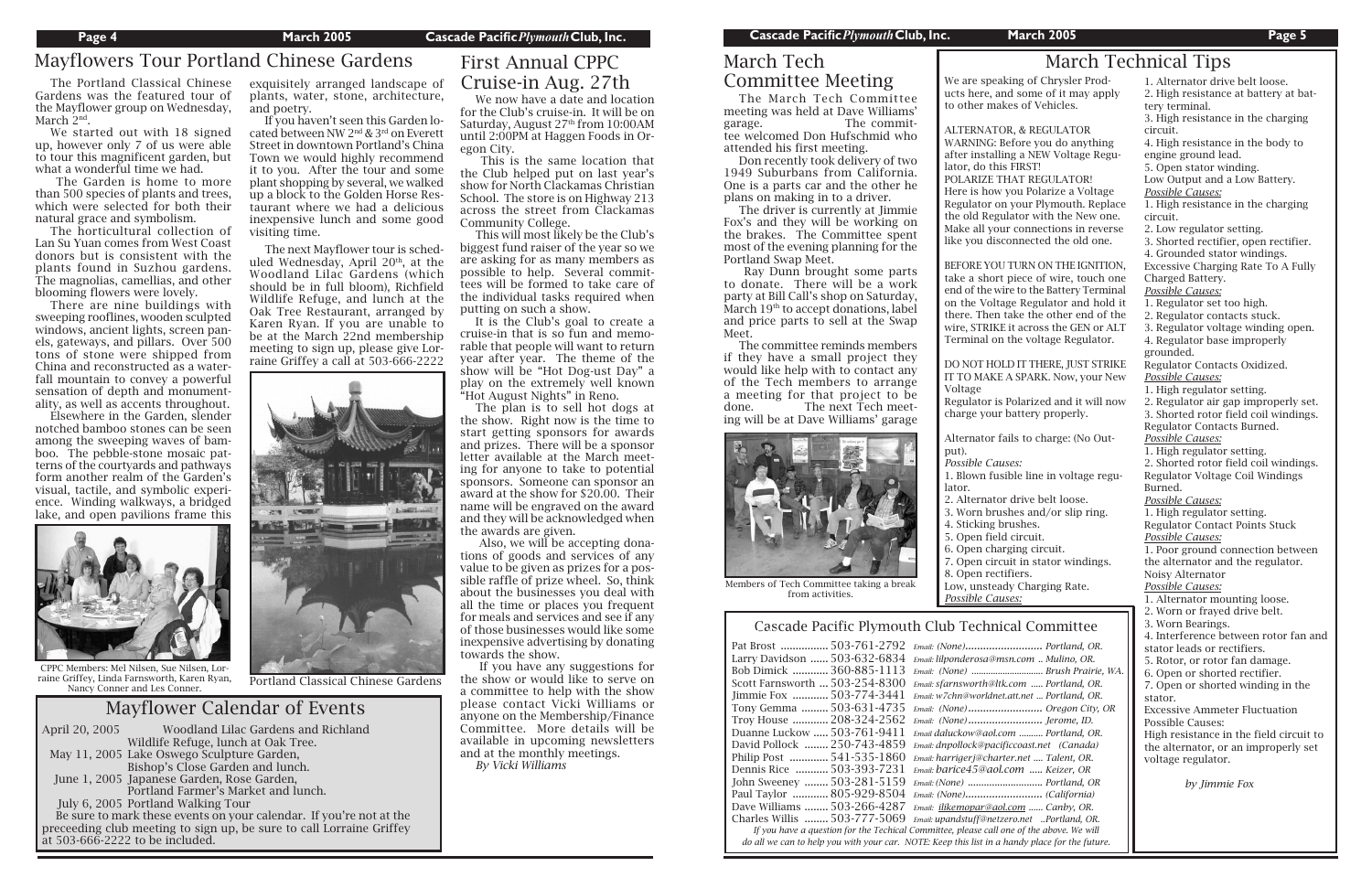# Mayflowers Tour Portland Chinese Gardens

The Portland Classical Chinese Gardens was the featured tour of the Mayflower group on Wednesday, March 2nd.

We started out with 18 signed up, however only 7 of us were able to tour this magnificent garden, but what a wonderful time we had.

The Garden is home to more than 500 species of plants and trees, which were selected for both their natural grace and symbolism.

The horticultural collection of Lan Su Yuan comes from West Coast donors but is consistent with the plants found in Suzhou gardens. The magnolias, camellias, and other blooming flowers were lovely.

There are nine buildings with sweeping rooflines, wooden sculpted windows, ancient lights, screen panels, gateways, and pillars. Over 500 tons of stone were shipped from China and reconstructed as a waterfall mountain to convey a powerful sensation of depth and monumentality, as well as accents throughout.

Elsewhere in the Garden, slender notched bamboo stones can be seen among the sweeping waves of bamboo. The pebble-stone mosaic patterns of the courtyards and pathways form another realm of the Garden's visual, tactile, and symbolic experience. Winding walkways, a bridged lake, and open pavilions frame this exquisitely arranged landscape of plants, water, stone, architecture, and poetry.

If you haven't seen this Garden located between NW 2nd & 3rd on Everett Street in downtown Portland's China Town we would highly recommend it to you. After the tour and some plant shopping by several, we walked up a block to the Golden Horse Restaurant where we had a delicious inexpensive lunch and some good visiting time.

The next Mayflower tour is scheduled Wednesday, April 20th, at the Woodland Lilac Gardens (which should be in full bloom), Richfield Wildlife Refuge, and lunch at the Oak Tree Restaurant, arranged by Karen Ryan. If you are unable to be at the March 22nd membership meeting to sign up, please give Lorraine Griffey a call at 503-666-2222

CPPC Members: Mel Nilsen, Sue Nilsen, Lorraine Griffey, Linda Farnsworth, Karen Ryan, Nancy Conner and Les Conner.

Portland Classical Chinese Gardens

## Mayflower Calendar of Events

April 20, 2005 Woodland Lilac Gardens and Richland Wildlife Refuge, lunch at Oak Tree.
May 11, 2005 Lake Oswego Sculpture Garden, Bishop's Close Garden and lunch.
June 1, 2005 Japanese Garden, Rose Garden, Portland Farmer's Market and lunch.
July 6, 2005 Portland Walking Tour

Be sure to mark these events on your calendar. If you're not at the preceeding club meeting to sign up, be sure to call Lorraine Griffey at 503-666-2222 to be included.

# First Annual CPPC Cruise-in Aug. 27th

We now have a date and location for the Club's cruise-in. It will be on Saturday, August 27th from 10:00AM until 2:00PM at Haggen Foods in Oregon City.

This is the same location that the Club helped put on last year's show for North Clackamas Christian School. The store is on Highway 213 across the street from Clackamas Community College.

This will most likely be the Club's biggest fund raiser of the year so we are asking for as many members as possible to help. Several committees will be formed to take care of the individual tasks required when putting on such a show.

It is the Club's goal to create a cruise-in that is so fun and memorable that people will want to return year after year. The theme of the show will be "Hot Dog-ust Day" a play on the extremely well known "Hot August Nights" in Reno.

The plan is to sell hot dogs at the show. Right now is the time to start getting sponsors for awards and prizes. There will be a sponsor letter available at the March meeting for anyone to take to potential sponsors. Someone can sponsor an award at the show for $20.00. Their name will be engraved on the award and they will be acknowledged when the awards are given.

Also, we will be accepting donations of goods and services of any value to be given as prizes for a possible raffle of prize wheel. So, think about the businesses you deal with all the time or places you frequent for meals and services and see if any of those businesses would like some inexpensive advertising by donating towards the show.

If you have any suggestions for the show or would like to serve on a committee to help with the show please contact Vicki Williams or anyone on the Membership/Finance Committee. More details will be available in upcoming newsletters and at the monthly meetings.

*By Vicki Williams*

# March Tech Committee Meeting

The March Tech Committee meeting was held at Dave Williams' garage. The committee welcomed Don Hufschmid who attended his first meeting.

Don recently took delivery of two 1949 Suburbans from California. One is a parts car and the other he plans on making in to a driver.

The driver is currently at Jimmie Fox's and they will be working on the brakes. The Committee spent most of the evening planning for the Portland Swap Meet.

Ray Dunn brought some parts to donate. There will be a work party at Bill Call's shop on Saturday, March 19th to accept donations, label and price parts to sell at the Swap Meet.

The committee reminds members if they have a small project they would like help with to contact any of the Tech members to arrange a meeting for that project to be done. The next Tech meeting will be at Dave Williams' garage

Members of Tech Committee taking a break from activities.

# March Technical Tips

We are speaking of Chrysler Products here, and some of it may apply to other makes of Vehicles.

ALTERNATOR, & REGULATOR WARNING: Before you do anything after installing a NEW Voltage Regulator, do this FIRST!

POLARIZE THAT REGULATOR!

Here is how you Polarize a Voltage Regulator on your Plymouth. Replace the old Regulator with the New one. Make all your connections in reverse like you disconnected the old one.

BEFORE YOU TURN ON THE IGNITION, take a short piece of wire, touch one end of the wire to the Battery Terminal on the Voltage Regulator and hold it there. Then take the other end of the wire, STRIKE it across the GEN or ALT Terminal on the voltage Regulator.

DO NOT HOLD IT THERE, JUST STRIKE IT TO MAKE A SPARK. Now, your New Voltage Regulator is Polarized and it will now charge your battery properly.

Alternator fails to charge: (No Output).

*Possible Causes:*

1. Blown fusible line in voltage regulator.
2. Alternator drive belt loose.
3. Worn brushes and/or slip ring.
4. Sticking brushes.
5. Open field circuit.
6. Open charging circuit.
7. Open circuit in stator windings.
8. Open rectifiers.

Low, unsteady Charging Rate.

*Possible Causes:*

1. Alternator drive belt loose.
2. High resistance at battery at battery terminal.
3. High resistance in the charging circuit.
4. High resistance in the body to engine ground lead.
5. Open stator winding.

Low Output and a Low Battery.

*Possible Causes:*

1. High resistance in the charging circuit.
2. Low regulator setting.
3. Shorted rectifier, open rectifier.
4. Grounded stator windings.

Excessive Charging Rate To A Fully Charged Battery.

*Possible Causes:*

1. Regulator set too high.
2. Regulator contacts stuck.
3. Regulator voltage winding open.
4. Regulator base improperly grounded.

Regulator Contacts Oxidized.

*Possible Causes:*

1. High regulator setting.
2. Regulator air gap improperly set.
3. Shorted rotor field coil windings.

Regulator Contacts Burned.

*Possible Causes:*

1. High regulator setting.
2. Shorted rotor field coil windings.

Regulator Voltage Coil Windings Burned.

*Possible Causes:*

1. High regulator setting.

Regulator Contact Points Stuck

*Possible Causes:*

1. Poor ground connection between the alternator and the regulator.

Noisy Alternator

*Possible Causes:*

1. Alternator mounting loose.
2. Worn or frayed drive belt.
3. Worn Bearings.
4. Interference between rotor fan and stator leads or rectifiers.
5. Rotor, or rotor fan damage.
6. Open or shorted rectifier.
7. Open or shorted winding in the stator.

Excessive Ammeter Fluctuation

Possible Causes:

High resistance in the field circuit to the alternator, or an improperly set voltage regulator.

*by Jimmie Fox*

## Cascade Pacific Plymouth Club Technical Committee

| | | | |
|---|---|---|---|
| Pat Brost | 503-761-2792 | Email: (None) | Portland, OR. |
| Larry Davidson | 503-632-6834 | Email: lilponderosa@msn.com | Mulino, OR. |
| Bob Dimick | 360-885-1113 | Email: (None) | Brush Prairie, WA. |
| Scott Farnsworth | 503-254-8300 | Email: sfarnsworth@ltk.com | Portland, OR. |
| Jimmie Fox | 503-774-3441 | Email: w7chn@worldnet.att.net | Portland, OR. |
| Tony Gemma | 503-631-4735 | Email: (None) | Oregon City, OR |
| Troy House | 208-324-2562 | Email: (None) | Jerome, ID. |
| Duanne Luckow | 503-761-9411 | Email daluckow@aol.com | Portland, OR. |
| David Pollock | 250-743-4859 | Email: dnpollock@pacificcoast.net | (Canada) |
| Philip Post | 541-535-1860 | Email: harrigerj@charter.net | Talent, OR. |
| Dennis Rice | 503-393-7231 | Email: barice45@aol.com | Keizer, OR |
| John Sweeney | 503-281-5159 | Email: (None) | Portland, OR |
| Paul Taylor | 805-929-8504 | Email: (None) | (California) |
| Dave Williams | 503-266-4287 | Email: ilikemopar@aol.com | Canby, OR. |
| Charles Willis | 503-777-5069 | Email: upandstuff@netzero.net | Portland, OR. |

*If you have a question for the Techical Committee, please call one of the above. We will do all we can to help you with your car. NOTE: Keep this list in a handy place for the future.*